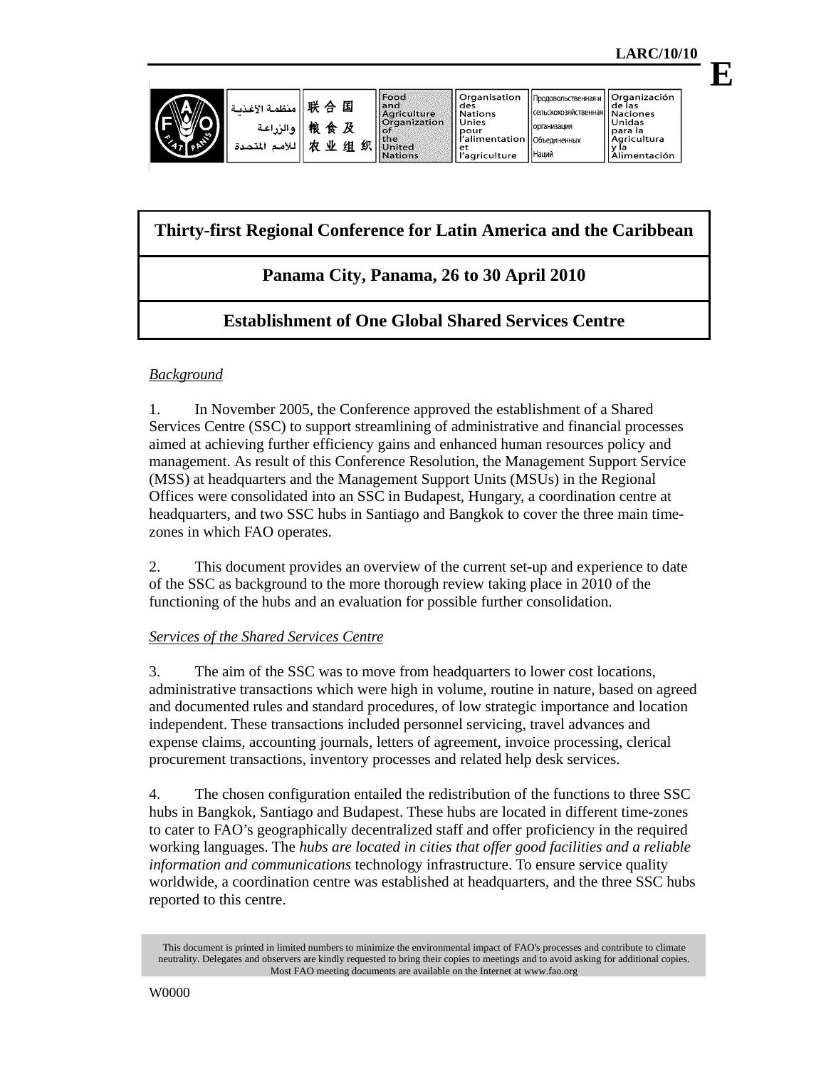LARC/10/10

E

| منظمة الأغذية والزراعة للأمم المتحدة | 联合国粮食及农业组织 | Food and Agriculture Organization of the United Nations | Organisation des Nations Unies pour l'alimentation et l'agriculture | Продовольственная и сельскохозяйственная организация Объединенных Наций | Organización de las Naciones Unidas para la Agricultura y la Alimentación |
|---|---|---|---|---|---|

# Thirty-first Regional Conference for Latin America and the Caribbean

## Panama City, Panama, 26 to 30 April 2010

## Establishment of One Global Shared Services Centre

*Background*

1. In November 2005, the Conference approved the establishment of a Shared Services Centre (SSC) to support streamlining of administrative and financial processes aimed at achieving further efficiency gains and enhanced human resources policy and management. As result of this Conference Resolution, the Management Support Service (MSS) at headquarters and the Management Support Units (MSUs) in the Regional Offices were consolidated into an SSC in Budapest, Hungary, a coordination centre at headquarters, and two SSC hubs in Santiago and Bangkok to cover the three main time-zones in which FAO operates.

2. This document provides an overview of the current set-up and experience to date of the SSC as background to the more thorough review taking place in 2010 of the functioning of the hubs and an evaluation for possible further consolidation.

*Services of the Shared Services Centre*

3. The aim of the SSC was to move from headquarters to lower cost locations, administrative transactions which were high in volume, routine in nature, based on agreed and documented rules and standard procedures, of low strategic importance and location independent. These transactions included personnel servicing, travel advances and expense claims, accounting journals, letters of agreement, invoice processing, clerical procurement transactions, inventory processes and related help desk services.

4. The chosen configuration entailed the redistribution of the functions to three SSC hubs in Bangkok, Santiago and Budapest. These hubs are located in different time-zones to cater to FAO's geographically decentralized staff and offer proficiency in the required working languages. The *hubs are located in cities that offer good facilities and a reliable information and communications* technology infrastructure. To ensure service quality worldwide, a coordination centre was established at headquarters, and the three SSC hubs reported to this centre.

This document is printed in limited numbers to minimize the environmental impact of FAO's processes and contribute to climate neutrality. Delegates and observers are kindly requested to bring their copies to meetings and to avoid asking for additional copies. Most FAO meeting documents are available on the Internet at www.fao.org

W0000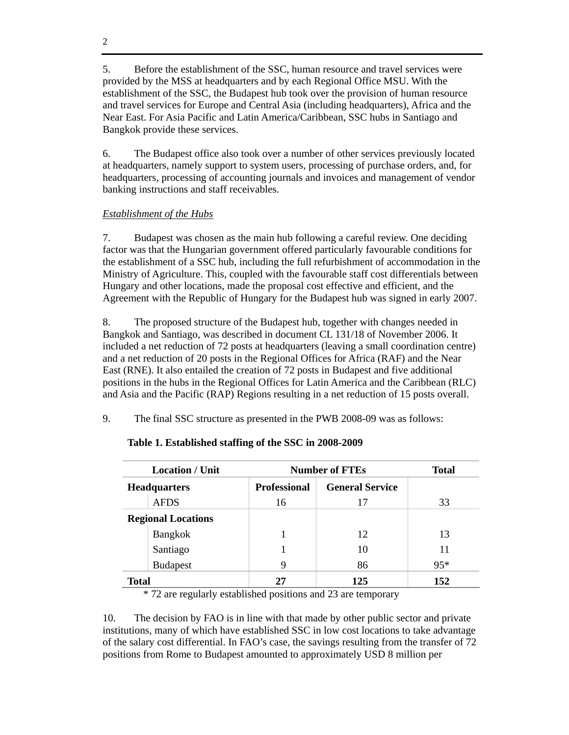5. Before the establishment of the SSC, human resource and travel services were provided by the MSS at headquarters and by each Regional Office MSU. With the establishment of the SSC, the Budapest hub took over the provision of human resource and travel services for Europe and Central Asia (including headquarters), Africa and the Near East. For Asia Pacific and Latin America/Caribbean, SSC hubs in Santiago and Bangkok provide these services.

6. The Budapest office also took over a number of other services previously located at headquarters, namely support to system users, processing of purchase orders, and, for headquarters, processing of accounting journals and invoices and management of vendor banking instructions and staff receivables.

*Establishment of the Hubs*

7. Budapest was chosen as the main hub following a careful review. One deciding factor was that the Hungarian government offered particularly favourable conditions for the establishment of a SSC hub, including the full refurbishment of accommodation in the Ministry of Agriculture. This, coupled with the favourable staff cost differentials between Hungary and other locations, made the proposal cost effective and efficient, and the Agreement with the Republic of Hungary for the Budapest hub was signed in early 2007.

8. The proposed structure of the Budapest hub, together with changes needed in Bangkok and Santiago, was described in document CL 131/18 of November 2006. It included a net reduction of 72 posts at headquarters (leaving a small coordination centre) and a net reduction of 20 posts in the Regional Offices for Africa (RAF) and the Near East (RNE). It also entailed the creation of 72 posts in Budapest and five additional positions in the hubs in the Regional Offices for Latin America and the Caribbean (RLC) and Asia and the Pacific (RAP) Regions resulting in a net reduction of 15 posts overall.

9. The final SSC structure as presented in the PWB 2008-09 was as follows:

**Table 1. Established staffing of the SSC in 2008-2009**

| Location / Unit | | Number of FTEs | | Total |
|---|---|---|---|---|
| **Headquarters** | | **Professional** | **General Service** | |
| | AFDS | 16 | 17 | 33 |
| **Regional Locations** | | | | |
| | Bangkok | 1 | 12 | 13 |
| | Santiago | 1 | 10 | 11 |
| | Budapest | 9 | 86 | 95* |
| **Total** | | **27** | **125** | **152** |

\* 72 are regularly established positions and 23 are temporary

10. The decision by FAO is in line with that made by other public sector and private institutions, many of which have established SSC in low cost locations to take advantage of the salary cost differential. In FAO's case, the savings resulting from the transfer of 72 positions from Rome to Budapest amounted to approximately USD 8 million per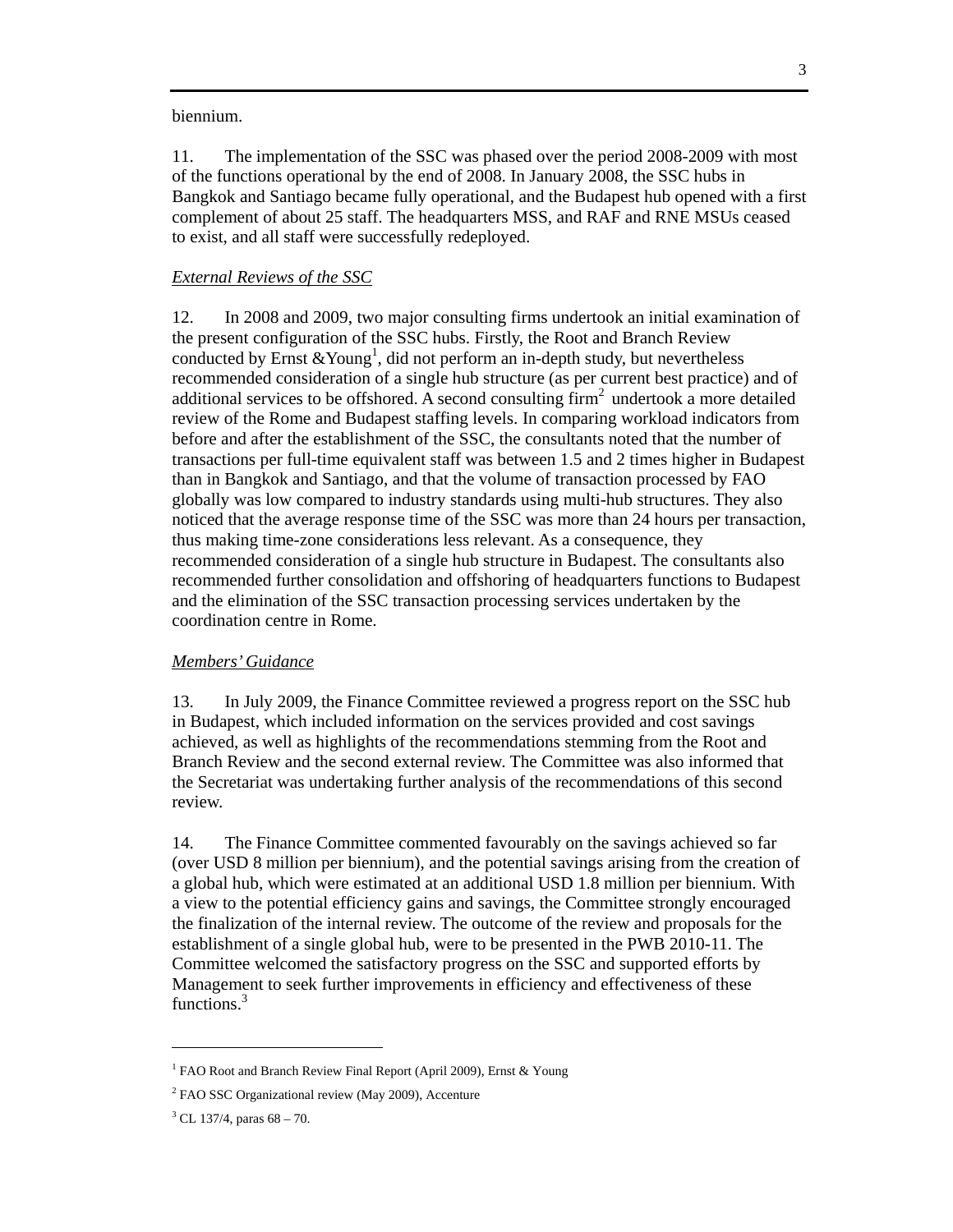biennium.

11. The implementation of the SSC was phased over the period 2008-2009 with most of the functions operational by the end of 2008. In January 2008, the SSC hubs in Bangkok and Santiago became fully operational, and the Budapest hub opened with a first complement of about 25 staff. The headquarters MSS, and RAF and RNE MSUs ceased to exist, and all staff were successfully redeployed.

*External Reviews of the SSC*

12. In 2008 and 2009, two major consulting firms undertook an initial examination of the present configuration of the SSC hubs. Firstly, the Root and Branch Review conducted by Ernst &Young[1], did not perform an in-depth study, but nevertheless recommended consideration of a single hub structure (as per current best practice) and of additional services to be offshored. A second consulting firm[2] undertook a more detailed review of the Rome and Budapest staffing levels. In comparing workload indicators from before and after the establishment of the SSC, the consultants noted that the number of transactions per full-time equivalent staff was between 1.5 and 2 times higher in Budapest than in Bangkok and Santiago, and that the volume of transaction processed by FAO globally was low compared to industry standards using multi-hub structures. They also noticed that the average response time of the SSC was more than 24 hours per transaction, thus making time-zone considerations less relevant. As a consequence, they recommended consideration of a single hub structure in Budapest. The consultants also recommended further consolidation and offshoring of headquarters functions to Budapest and the elimination of the SSC transaction processing services undertaken by the coordination centre in Rome.

*Members' Guidance*

13. In July 2009, the Finance Committee reviewed a progress report on the SSC hub in Budapest, which included information on the services provided and cost savings achieved, as well as highlights of the recommendations stemming from the Root and Branch Review and the second external review. The Committee was also informed that the Secretariat was undertaking further analysis of the recommendations of this second review.

14. The Finance Committee commented favourably on the savings achieved so far (over USD 8 million per biennium), and the potential savings arising from the creation of a global hub, which were estimated at an additional USD 1.8 million per biennium. With a view to the potential efficiency gains and savings, the Committee strongly encouraged the finalization of the internal review. The outcome of the review and proposals for the establishment of a single global hub, were to be presented in the PWB 2010-11. The Committee welcomed the satisfactory progress on the SSC and supported efforts by Management to seek further improvements in efficiency and effectiveness of these functions.[3]

---

[1] FAO Root and Branch Review Final Report (April 2009), Ernst & Young

[2] FAO SSC Organizational review (May 2009), Accenture

[3] CL 137/4, paras 68 – 70.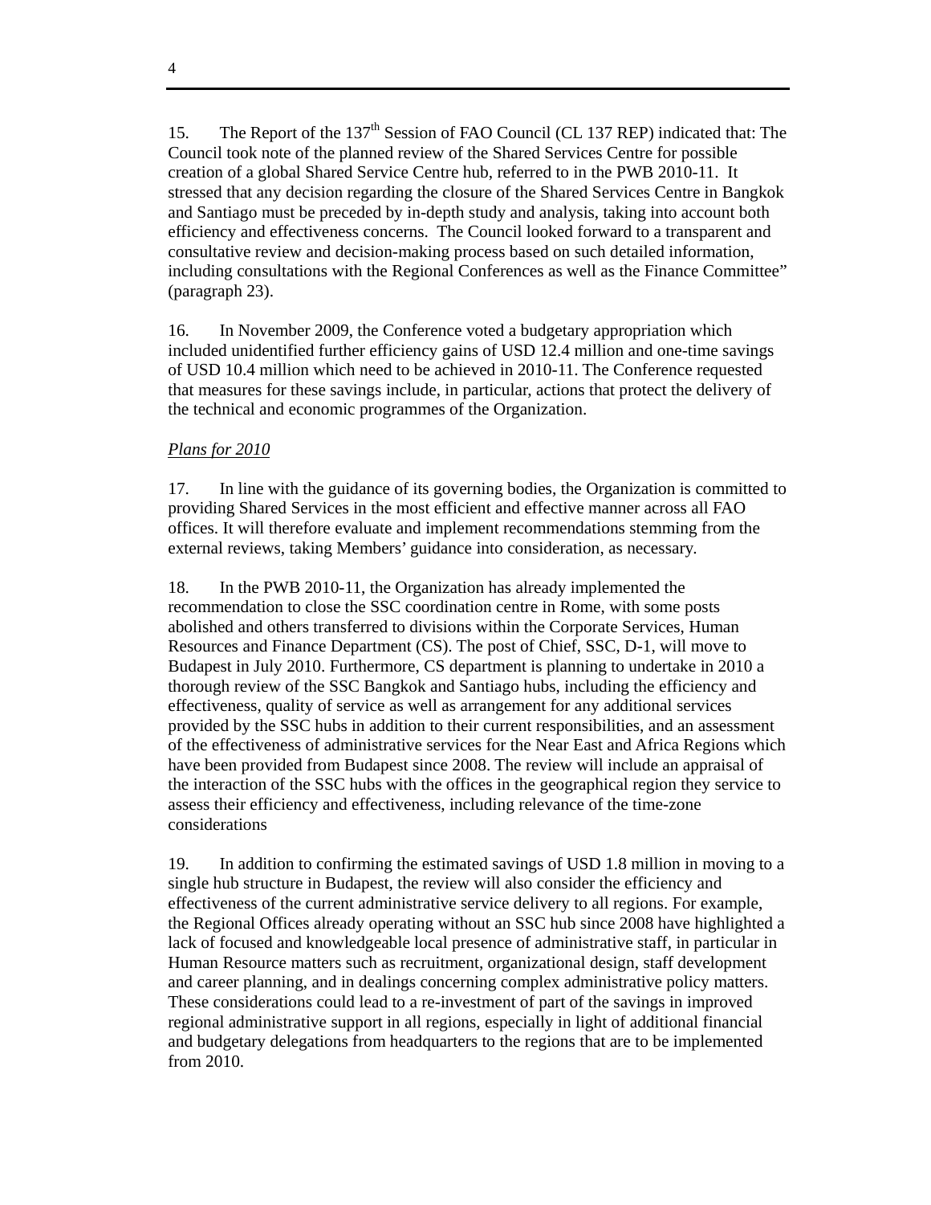15. The Report of the 137th Session of FAO Council (CL 137 REP) indicated that: The Council took note of the planned review of the Shared Services Centre for possible creation of a global Shared Service Centre hub, referred to in the PWB 2010-11. It stressed that any decision regarding the closure of the Shared Services Centre in Bangkok and Santiago must be preceded by in-depth study and analysis, taking into account both efficiency and effectiveness concerns. The Council looked forward to a transparent and consultative review and decision-making process based on such detailed information, including consultations with the Regional Conferences as well as the Finance Committee" (paragraph 23).

16. In November 2009, the Conference voted a budgetary appropriation which included unidentified further efficiency gains of USD 12.4 million and one-time savings of USD 10.4 million which need to be achieved in 2010-11. The Conference requested that measures for these savings include, in particular, actions that protect the delivery of the technical and economic programmes of the Organization.

*Plans for 2010*

17. In line with the guidance of its governing bodies, the Organization is committed to providing Shared Services in the most efficient and effective manner across all FAO offices. It will therefore evaluate and implement recommendations stemming from the external reviews, taking Members' guidance into consideration, as necessary.

18. In the PWB 2010-11, the Organization has already implemented the recommendation to close the SSC coordination centre in Rome, with some posts abolished and others transferred to divisions within the Corporate Services, Human Resources and Finance Department (CS). The post of Chief, SSC, D-1, will move to Budapest in July 2010. Furthermore, CS department is planning to undertake in 2010 a thorough review of the SSC Bangkok and Santiago hubs, including the efficiency and effectiveness, quality of service as well as arrangement for any additional services provided by the SSC hubs in addition to their current responsibilities, and an assessment of the effectiveness of administrative services for the Near East and Africa Regions which have been provided from Budapest since 2008. The review will include an appraisal of the interaction of the SSC hubs with the offices in the geographical region they service to assess their efficiency and effectiveness, including relevance of the time-zone considerations

19. In addition to confirming the estimated savings of USD 1.8 million in moving to a single hub structure in Budapest, the review will also consider the efficiency and effectiveness of the current administrative service delivery to all regions. For example, the Regional Offices already operating without an SSC hub since 2008 have highlighted a lack of focused and knowledgeable local presence of administrative staff, in particular in Human Resource matters such as recruitment, organizational design, staff development and career planning, and in dealings concerning complex administrative policy matters. These considerations could lead to a re-investment of part of the savings in improved regional administrative support in all regions, especially in light of additional financial and budgetary delegations from headquarters to the regions that are to be implemented from 2010.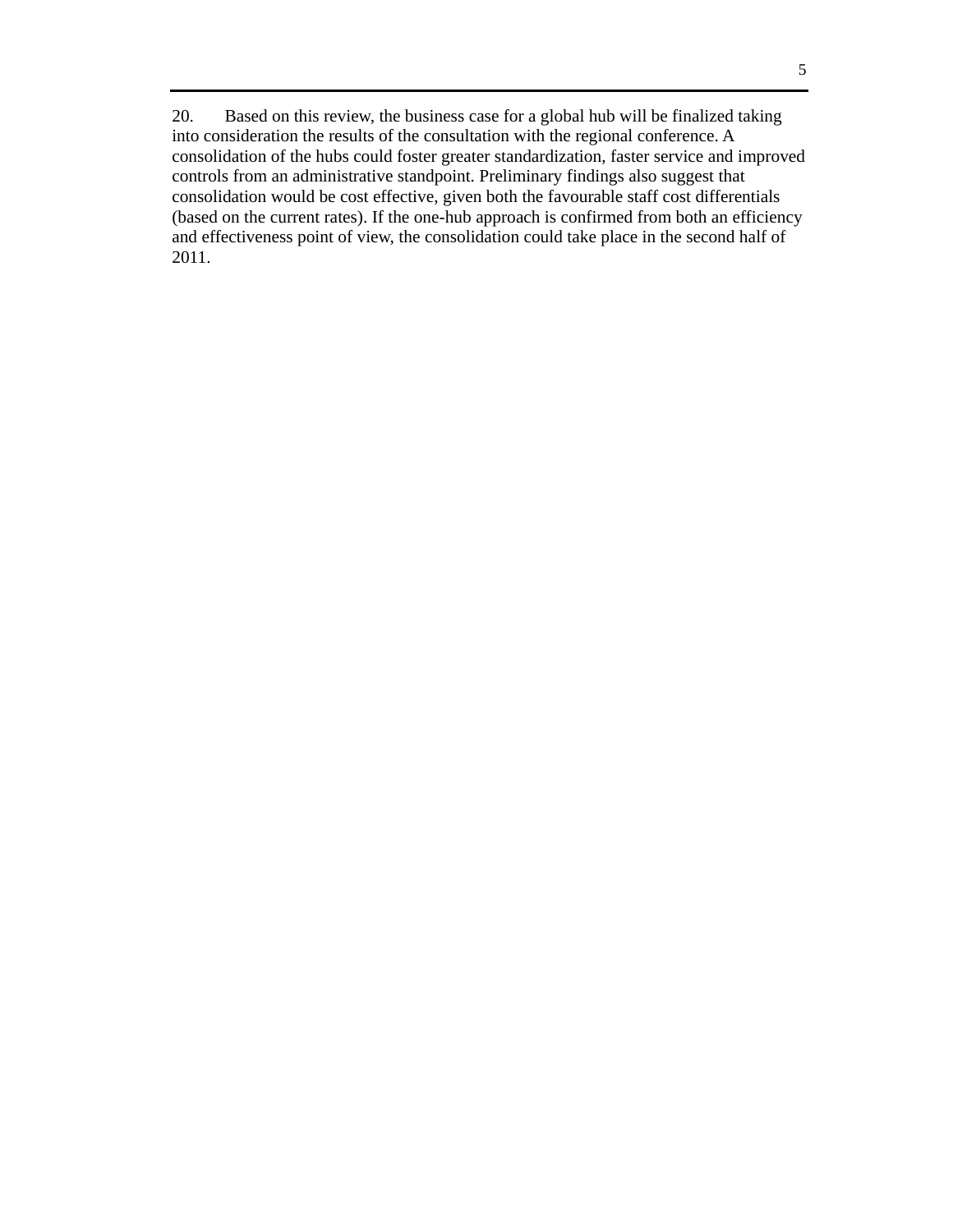20. Based on this review, the business case for a global hub will be finalized taking into consideration the results of the consultation with the regional conference. A consolidation of the hubs could foster greater standardization, faster service and improved controls from an administrative standpoint. Preliminary findings also suggest that consolidation would be cost effective, given both the favourable staff cost differentials (based on the current rates). If the one-hub approach is confirmed from both an efficiency and effectiveness point of view, the consolidation could take place in the second half of 2011.